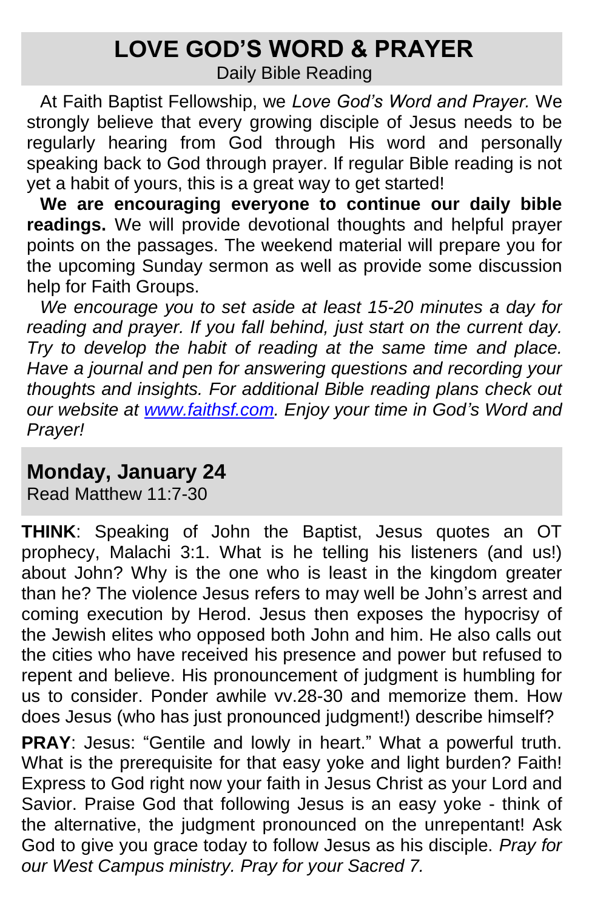# LOVE GOD'S WORD & PRAYER

Daily Bible Reading

At Faith Baptist Fellowship, we *Love God's Word and Prayer.* We strongly believe that every growing disciple of Jesus needs to be regularly hearing from God through His word and personally speaking back to God through prayer. If regular Bible reading is not yet a habit of yours, this is a great way to get started!

**We are encouraging everyone to continue our daily bible readings.** We will provide devotional thoughts and helpful prayer points on the passages. The weekend material will prepare you for the upcoming Sunday sermon as well as provide some discussion help for Faith Groups.

*We encourage you to set aside at least 15-20 minutes a day for reading and prayer. If you fall behind, just start on the current day. Try to develop the habit of reading at the same time and place. Have a journal and pen for answering questions and recording your thoughts and insights. For additional Bible reading plans check out our website at [www.faithsf.com](www.faithsf.com). Enjoy your time in God's Word and Prayer!*

## Monday, January 24

Read Matthew 11:7-30

**THINK**: Speaking of John the Baptist, Jesus quotes an OT prophecy, Malachi 3:1. What is he telling his listeners (and us!) about John? Why is the one who is least in the kingdom greater than he? The violence Jesus refers to may well be John's arrest and coming execution by Herod. Jesus then exposes the hypocrisy of the Jewish elites who opposed both John and him. He also calls out the cities who have received his presence and power but refused to repent and believe. His pronouncement of judgment is humbling for us to consider. Ponder awhile vv.28-30 and memorize them. How does Jesus (who has just pronounced judgment!) describe himself?

**PRAY**: Jesus: "Gentile and lowly in heart." What a powerful truth. What is the prerequisite for that easy yoke and light burden? Faith! Express to God right now your faith in Jesus Christ as your Lord and Savior. Praise God that following Jesus is an easy yoke - think of the alternative, the judgment pronounced on the unrepentant! Ask God to give you grace today to follow Jesus as his disciple. *Pray for our West Campus ministry. Pray for your Sacred 7.*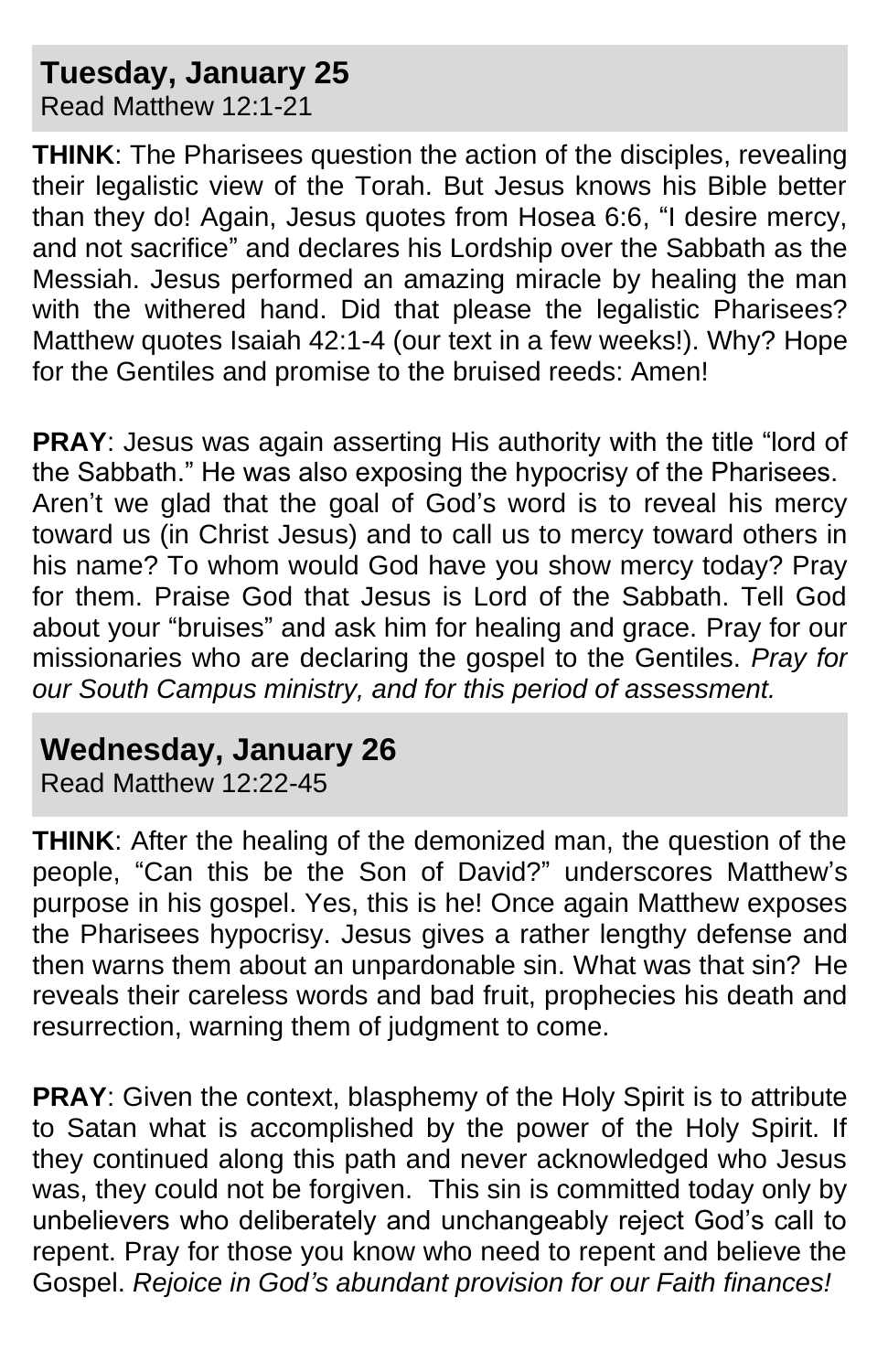## Tuesday, January 25

Read Matthew 12:1-21

**THINK**: The Pharisees question the action of the disciples, revealing their legalistic view of the Torah. But Jesus knows his Bible better than they do! Again, Jesus quotes from Hosea 6:6, "I desire mercy, and not sacrifice" and declares his Lordship over the Sabbath as the Messiah. Jesus performed an amazing miracle by healing the man with the withered hand. Did that please the legalistic Pharisees? Matthew quotes Isaiah 42:1-4 (our text in a few weeks!). Why? Hope for the Gentiles and promise to the bruised reeds: Amen!

**PRAY**: Jesus was again asserting His authority with the title "lord of the Sabbath." He was also exposing the hypocrisy of the Pharisees. Aren't we glad that the goal of God's word is to reveal his mercy toward us (in Christ Jesus) and to call us to mercy toward others in his name? To whom would God have you show mercy today? Pray for them. Praise God that Jesus is Lord of the Sabbath. Tell God about your "bruises" and ask him for healing and grace. Pray for our missionaries who are declaring the gospel to the Gentiles. *Pray for our South Campus ministry, and for this period of assessment.*

## Wednesday, January 26

Read Matthew 12:22-45

**THINK**: After the healing of the demonized man, the question of the people, "Can this be the Son of David?" underscores Matthew's purpose in his gospel. Yes, this is he! Once again Matthew exposes the Pharisees hypocrisy. Jesus gives a rather lengthy defense and then warns them about an unpardonable sin. What was that sin? He reveals their careless words and bad fruit, prophecies his death and resurrection, warning them of judgment to come.

**PRAY**: Given the context, blasphemy of the Holy Spirit is to attribute to Satan what is accomplished by the power of the Holy Spirit. If they continued along this path and never acknowledged who Jesus was, they could not be forgiven. This sin is committed today only by unbelievers who deliberately and unchangeably reject God's call to repent. Pray for those you know who need to repent and believe the Gospel. *Rejoice in God's abundant provision for our Faith finances!*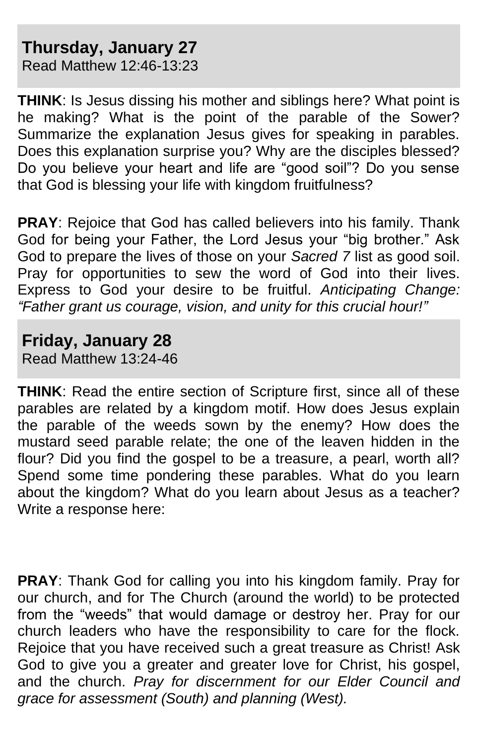## Thursday, January 27

Read Matthew 12:46-13:23

**THINK**: Is Jesus dissing his mother and siblings here? What point is he making? What is the point of the parable of the Sower? Summarize the explanation Jesus gives for speaking in parables. Does this explanation surprise you? Why are the disciples blessed? Do you believe your heart and life are "good soil"? Do you sense that God is blessing your life with kingdom fruitfulness?

**PRAY**: Rejoice that God has called believers into his family. Thank God for being your Father, the Lord Jesus your "big brother." Ask God to prepare the lives of those on your *Sacred 7* list as good soil. Pray for opportunities to sew the word of God into their lives. Express to God your desire to be fruitful. *Anticipating Change: "Father grant us courage, vision, and unity for this crucial hour!"*

## Friday, January 28

Read Matthew 13:24-46

**THINK**: Read the entire section of Scripture first, since all of these parables are related by a kingdom motif. How does Jesus explain the parable of the weeds sown by the enemy? How does the mustard seed parable relate; the one of the leaven hidden in the flour? Did you find the gospel to be a treasure, a pearl, worth all? Spend some time pondering these parables. What do you learn about the kingdom? What do you learn about Jesus as a teacher? Write a response here:

**PRAY**: Thank God for calling you into his kingdom family. Pray for our church, and for The Church (around the world) to be protected from the "weeds" that would damage or destroy her. Pray for our church leaders who have the responsibility to care for the flock. Rejoice that you have received such a great treasure as Christ! Ask God to give you a greater and greater love for Christ, his gospel, and the church. *Pray for discernment for our Elder Council and grace for assessment (South) and planning (West).*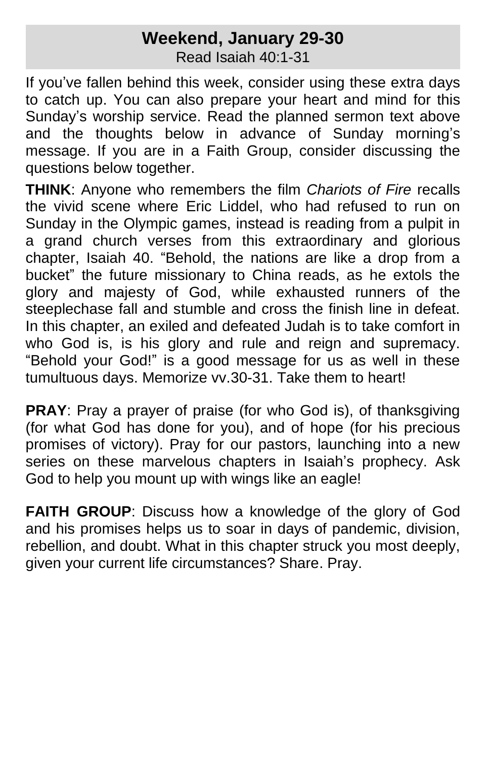## Weekend, January 29-30

Read Isaiah 40:1-31

If you've fallen behind this week, consider using these extra days to catch up. You can also prepare your heart and mind for this Sunday's worship service. Read the planned sermon text above and the thoughts below in advance of Sunday morning's message. If you are in a Faith Group, consider discussing the questions below together.

**THINK**: Anyone who remembers the film *Chariots of Fire* recalls the vivid scene where Eric Liddel, who had refused to run on Sunday in the Olympic games, instead is reading from a pulpit in a grand church verses from this extraordinary and glorious chapter, Isaiah 40. "Behold, the nations are like a drop from a bucket" the future missionary to China reads, as he extols the glory and majesty of God, while exhausted runners of the steeplechase fall and stumble and cross the finish line in defeat. In this chapter, an exiled and defeated Judah is to take comfort in who God is, is his glory and rule and reign and supremacy. "Behold your God!" is a good message for us as well in these tumultuous days. Memorize vv.30-31. Take them to heart!

**PRAY**: Pray a prayer of praise (for who God is), of thanksgiving (for what God has done for you), and of hope (for his precious promises of victory). Pray for our pastors, launching into a new series on these marvelous chapters in Isaiah's prophecy. Ask God to help you mount up with wings like an eagle!

**FAITH GROUP**: Discuss how a knowledge of the glory of God and his promises helps us to soar in days of pandemic, division, rebellion, and doubt. What in this chapter struck you most deeply, given your current life circumstances? Share. Pray.